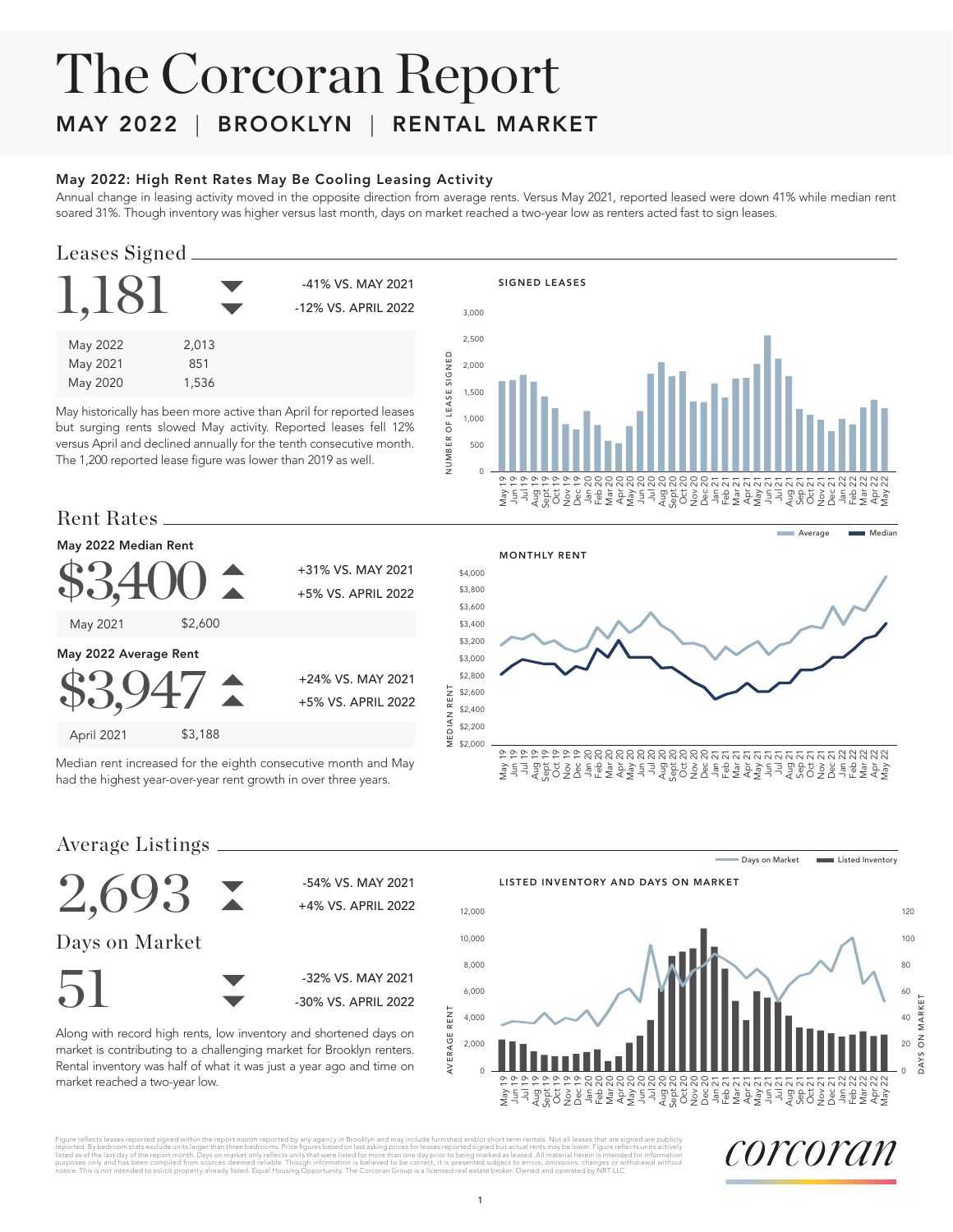# The Corcoran Report

## MAY 2022 | BROOKLYN | RENTAL MARKET

### May 2022: High Rent Rates May Be Cooling Leasing Activity

Annual change in leasing activity moved in the opposite direction from average rents. Versus May 2021, reported leased were down 41% while median rent soared 31%. Though inventory was higher versus last month, days on market reached a two-year low as renters acted fast to sign leases.

## Leases Signed

**1,181**

-41% VS. MAY 2021
-12% VS. APRIL 2022

| | |
|---|---|
| May 2022 | 2,013 |
| May 2021 | 851 |
| May 2020 | 1,536 |

May historically has been more active than April for reported leases but surging rents slowed May activity. Reported leases fell 12% versus April and declined annually for the tenth consecutive month. The 1,200 reported lease figure was lower than 2019 as well.

## Rent Rates

**May 2022 Median Rent**

**$3400**

+31% VS. MAY 2021
+5% VS. APRIL 2022

| | |
|---|---|
| May 2021 | $2,600 |

**May 2022 Average Rent**

**$3,947**

+24% VS. MAY 2021
+5% VS. APRIL 2022

| | |
|---|---|
| April 2021 | $3,188 |

Median rent increased for the eighth consecutive month and May had the highest year-over-year rent growth in over three years.

## Average Listings

**2,693**

-54% VS. MAY 2021
+4% VS. APRIL 2022

## Days on Market

**51**

-32% VS. MAY 2021
-30% VS. APRIL 2022

Along with record high rents, low inventory and shortened days on market is contributing to a challenging market for Brooklyn renters. Rental inventory was half of what it was just a year ago and time on market reached a two-year low.

Figure reflects leases reported signed within the report month reported by any agency in Brooklyn and may include furnished and/or short term rentals. Not all leases that are signed are publicly reported. By bedroom stats exclude units larger than three bedrooms. Price figures based on last asking prices for leases reported signed but actual rents may be lower. Figure reflects units actively listed as of the last day of the report month. Days on market only reflects units that were listed for more than one day prior to being marked as leased. All material herein is intended for information purposes only and has been compiled from sources deemed reliable. Though information is believed to be correct, it is presented subject to errors, omissions, changes or withdrawal without notice. This is not intended to solicit property already listed. Equal Housing Opportunity. The Corcoran Group is a licensed real estate broker. Owned and operated by NRT LLC.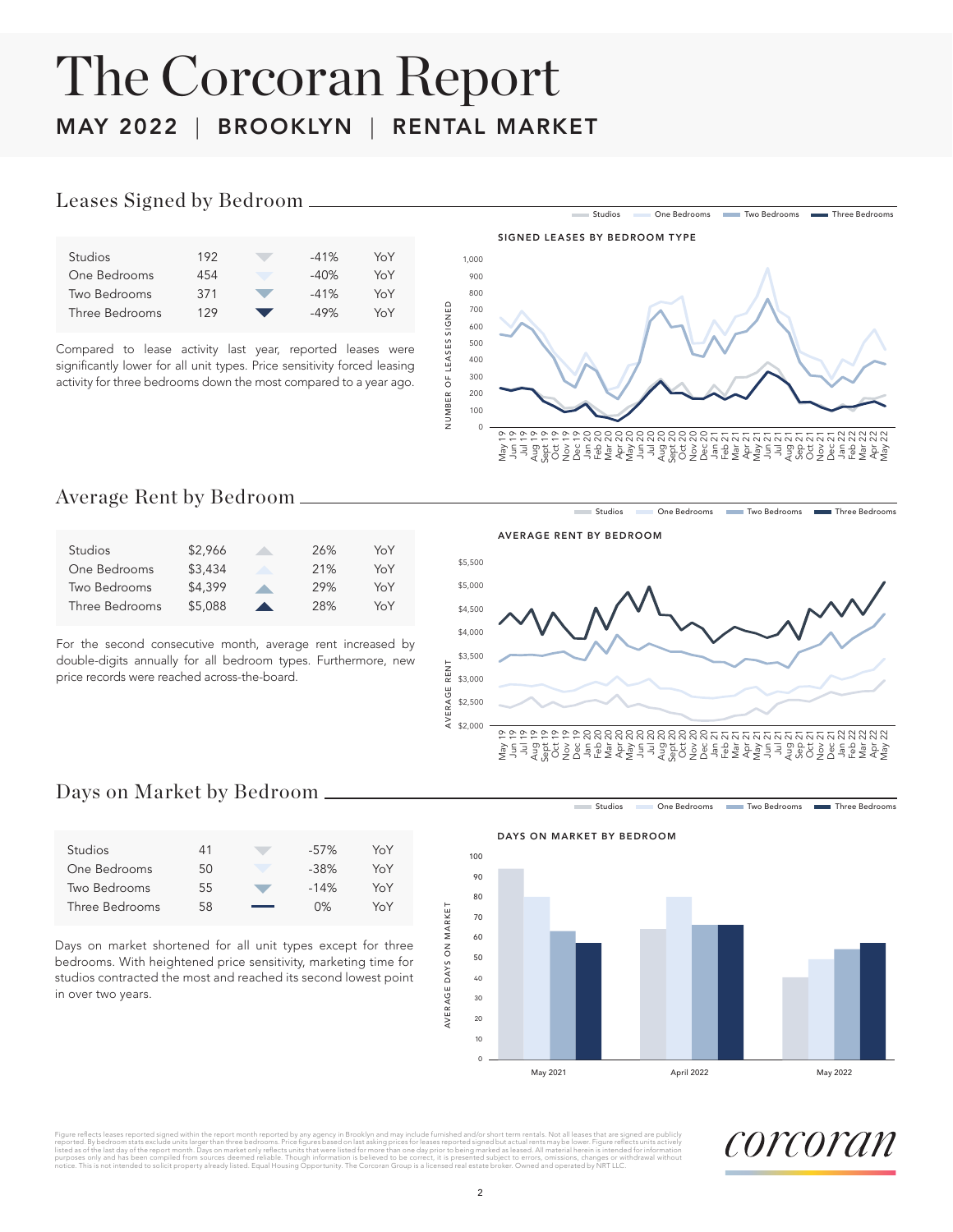# The Corcoran Report

## MAY 2022 | BROOKLYN | RENTAL MARKET

## Leases Signed by Bedroom

| | | | | |
|---|---|---|---|---|
| Studios | 192 | ▼ | -41% | YoY |
| One Bedrooms | 454 | ▼ | -40% | YoY |
| Two Bedrooms | 371 | ▼ | -41% | YoY |
| Three Bedrooms | 129 | ▼ | -49% | YoY |

Compared to lease activity last year, reported leases were significantly lower for all unit types. Price sensitivity forced leasing activity for three bedrooms down the most compared to a year ago.

SIGNED LEASES BY BEDROOM TYPE

## Average Rent by Bedroom

| | | | | |
|---|---|---|---|---|
| Studios | $2,966 | ▲ | 26% | YoY |
| One Bedrooms | $3,434 | ▲ | 21% | YoY |
| Two Bedrooms | $4,399 | ▲ | 29% | YoY |
| Three Bedrooms | $5,088 | ▲ | 28% | YoY |

For the second consecutive month, average rent increased by double-digits annually for all bedroom types. Furthermore, new price records were reached across-the-board.

AVERAGE RENT BY BEDROOM

## Days on Market by Bedroom

| | | | | |
|---|---|---|---|---|
| Studios | 41 | ▼ | -57% | YoY |
| One Bedrooms | 50 | ▼ | -38% | YoY |
| Two Bedrooms | 55 | ▼ | -14% | YoY |
| Three Bedrooms | 58 | — | 0% | YoY |

Days on market shortened for all unit types except for three bedrooms. With heightened price sensitivity, marketing time for studios contracted the most and reached its second lowest point in over two years.

DAYS ON MARKET BY BEDROOM

Figure reflects leases reported signed within the report month reported by any agency in Brooklyn and may include furnished and/or short term rentals. Not all leases that are signed are publicly reported. By bedroom stats exclude units larger than three bedrooms. Price figures based on last asking prices for leases reported signed but actual rents may be lower. Figure reflects units actively listed as of the last day of the report month. Days on market only reflects units that were listed for more than one day prior to being marked as leased. All material herein is intended for information purposes only and has been compiled from sources deemed reliable. Though information is believed to be correct, it is presented subject to errors, omissions, changes or withdrawal without notice. This is not intended to solicit property already listed. Equal Housing Opportunity. The Corcoran Group is a licensed real estate broker. Owned and operated by NRT LLC.

corcoran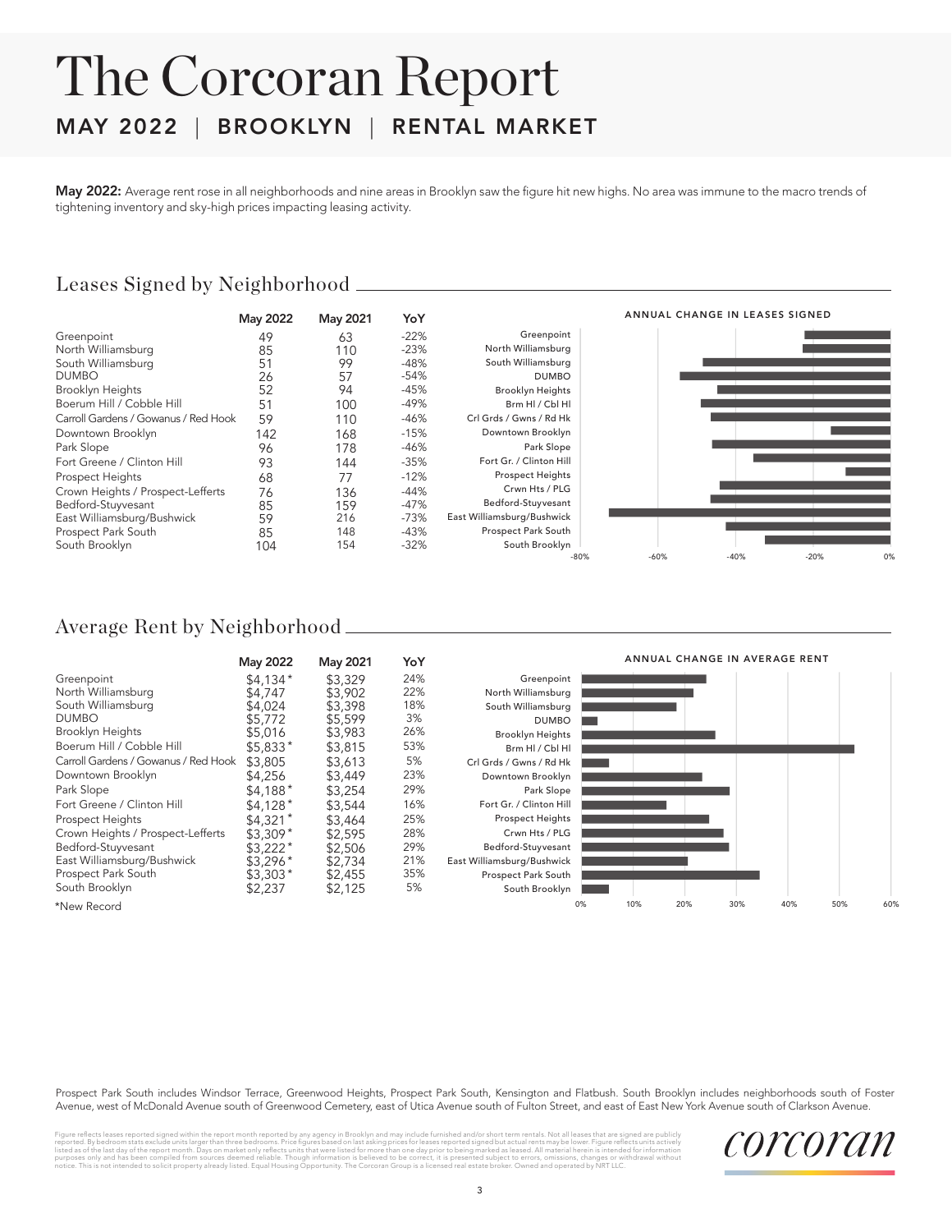# The Corcoran Report

## MAY 2022 | BROOKLYN | RENTAL MARKET

**May 2022:** Average rent rose in all neighborhoods and nine areas in Brooklyn saw the figure hit new highs. No area was immune to the macro trends of tightening inventory and sky-high prices impacting leasing activity.

## Leases Signed by Neighborhood

| | May 2022 | May 2021 | YoY |
|---|---|---|---|
| Greenpoint | 49 | 63 | -22% |
| North Williamsburg | 85 | 110 | -23% |
| South Williamsburg | 51 | 99 | -48% |
| DUMBO | 26 | 57 | -54% |
| Brooklyn Heights | 52 | 94 | -45% |
| Boerum Hill / Cobble Hill | 51 | 100 | -49% |
| Carroll Gardens / Gowanus / Red Hook | 59 | 110 | -46% |
| Downtown Brooklyn | 142 | 168 | -15% |
| Park Slope | 96 | 178 | -46% |
| Fort Greene / Clinton Hill | 93 | 144 | -35% |
| Prospect Heights | 68 | 77 | -12% |
| Crown Heights / Prospect-Lefferts | 76 | 136 | -44% |
| Bedford-Stuyvesant | 85 | 159 | -47% |
| East Williamsburg/Bushwick | 59 | 216 | -73% |
| Prospect Park South | 85 | 148 | -43% |
| South Brooklyn | 104 | 154 | -32% |

ANNUAL CHANGE IN LEASES SIGNED

Greenpoint
North Williamsburg
South Williamsburg
DUMBO
Brooklyn Heights
Brm Hl / Cbl Hl
Crl Grds / Gwns / Rd Hk
Downtown Brooklyn
Park Slope
Fort Gr. / Clinton Hill
Prospect Heights
Crwn Hts / PLG
Bedford-Stuyvesant
East Williamsburg/Bushwick
Prospect Park South
South Brooklyn

-80% -60% -40% -20% 0%

## Average Rent by Neighborhood

| | May 2022 | May 2021 | YoY |
|---|---|---|---|
| Greenpoint | $4,134* | $3,329 | 24% |
| North Williamsburg | $4,747 | $3,902 | 22% |
| South Williamsburg | $4,024 | $3,398 | 18% |
| DUMBO | $5,772 | $5,599 | 3% |
| Brooklyn Heights | $5,016 | $3,983 | 26% |
| Boerum Hill / Cobble Hill | $5,833* | $3,815 | 53% |
| Carroll Gardens / Gowanus / Red Hook | $3,805 | $3,613 | 5% |
| Downtown Brooklyn | $4,256 | $3,449 | 23% |
| Park Slope | $4,188* | $3,254 | 29% |
| Fort Greene / Clinton Hill | $4,128* | $3,544 | 16% |
| Prospect Heights | $4,321* | $3,464 | 25% |
| Crown Heights / Prospect-Lefferts | $3,309* | $2,595 | 28% |
| Bedford-Stuyvesant | $3,222* | $2,506 | 29% |
| East Williamsburg/Bushwick | $3,296* | $2,734 | 21% |
| Prospect Park South | $3,303* | $2,455 | 35% |
| South Brooklyn | $2,237 | $2,125 | 5% |

*New Record

ANNUAL CHANGE IN AVERAGE RENT

Greenpoint
North Williamsburg
South Williamsburg
DUMBO
Brooklyn Heights
Brm Hl / Cbl Hl
Crl Grds / Gwns / Rd Hk
Downtown Brooklyn
Park Slope
Fort Gr. / Clinton Hill
Prospect Heights
Crwn Hts / PLG
Bedford-Stuyvesant
East Williamsburg/Bushwick
Prospect Park South
South Brooklyn

0% 10% 20% 30% 40% 50% 60%

Prospect Park South includes Windsor Terrace, Greenwood Heights, Prospect Park South, Kensington and Flatbush. South Brooklyn includes neighborhoods south of Foster Avenue, west of McDonald Avenue south of Greenwood Cemetery, east of Utica Avenue south of Fulton Street, and east of East New York Avenue south of Clarkson Avenue.

Figure reflects leases reported signed within the report month reported by any agency in Brooklyn and may include furnished and/or short term rentals. Not all leases that are signed are publicly reported. By bedroom stats exclude units larger than three bedrooms. Price figures based on last asking prices for leases reported signed but actual rents may be lower. Figure reflects units actively listed as of the last day of the report month. Days on market only reflects units that were listed for more than one day prior to being marked as leased. All material herein is intended for information purposes only and has been compiled from sources deemed reliable. Though information is believed to be correct, it is presented subject to errors, omissions, changes or withdrawal without notice. This is not intended to solicit property already listed. Equal Housing Opportunity. The Corcoran Group is a licensed real estate broker. Owned and operated by NRT LLC.

corcoran